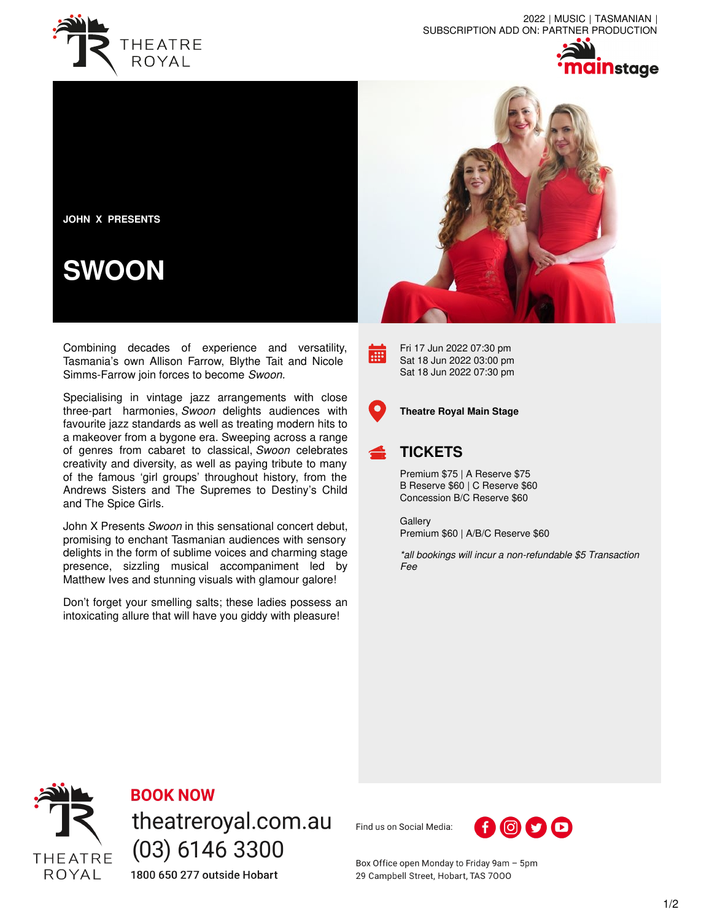2022 | MUSIC | TASMANIAN | SUBSCRIPTION ADD ON: PARTNER PRODUCTION

JOHN X PRESENTS

# SWOON

Combining decades of experience and versatility, Tasmania's own Allison Farrow, Blythe Tait and Nicole Simms-Farrow join forces to become *Swoon.*

Specialising in vintage jazz arrangements with close three-part harmonies, *Swoon* delights audiences with favourite jazz standards as well as treating modern hits to a makeover from a bygone era. Sweeping across a range of genres from cabaret to classical, *Swoon* celebrates creativity and diversity, as well as paying tribute to many of the famous 'girl groups' throughout history, from the Andrews Sisters and The Supremes to Destiny's Child and The Spice Girls.

John X Presents *Swoon* in this sensational concert debut, promising to enchant Tasmanian audiences with sensory delights in the form of sublime voices and charming stage presence, sizzling musical accompaniment led by Matthew Ives and stunning visuals with glamour galore!

Don't forget your smelling salts; these ladies possess an intoxicating allure that will have you giddy with pleasure!

Fri 17 Jun 2022 07:30 pm
Sat 18 Jun 2022 03:00 pm
Sat 18 Jun 2022 07:30 pm

**Theatre Royal Main Stage**

## TICKETS

Premium $75 | A Reserve $75
B Reserve $60 | C Reserve $60
Concession B/C Reserve $60

Gallery
Premium $60 | A/B/C Reserve $60

*\*all bookings will incur a non-refundable $5 Transaction Fee*

**BOOK NOW**
theatreroyal.com.au
(03) 6146 3300
**1800 650 277 outside Hobart**

Find us on Social Media:

Box Office open Monday to Friday 9am – 5pm
29 Campbell Street, Hobart, TAS 7000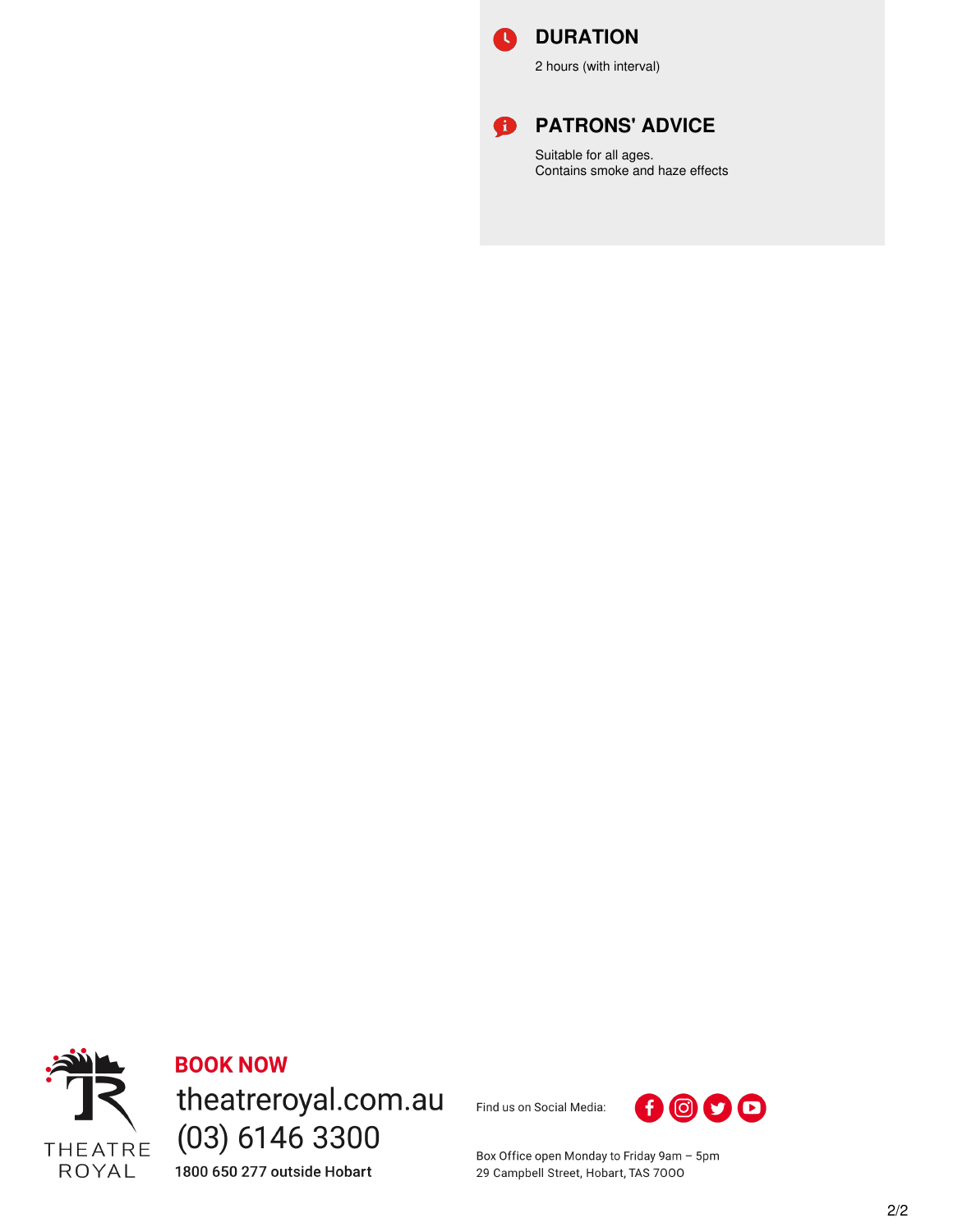## DURATION

2 hours (with interval)

## PATRONS' ADVICE

Suitable for all ages.
Contains smoke and haze effects

THEATRE ROYAL

**BOOK NOW**

theatreroyal.com.au
(03) 6146 3300
**1800 650 277 outside Hobart**

Find us on Social Media:

Box Office open Monday to Friday 9am – 5pm
29 Campbell Street, Hobart, TAS 7000